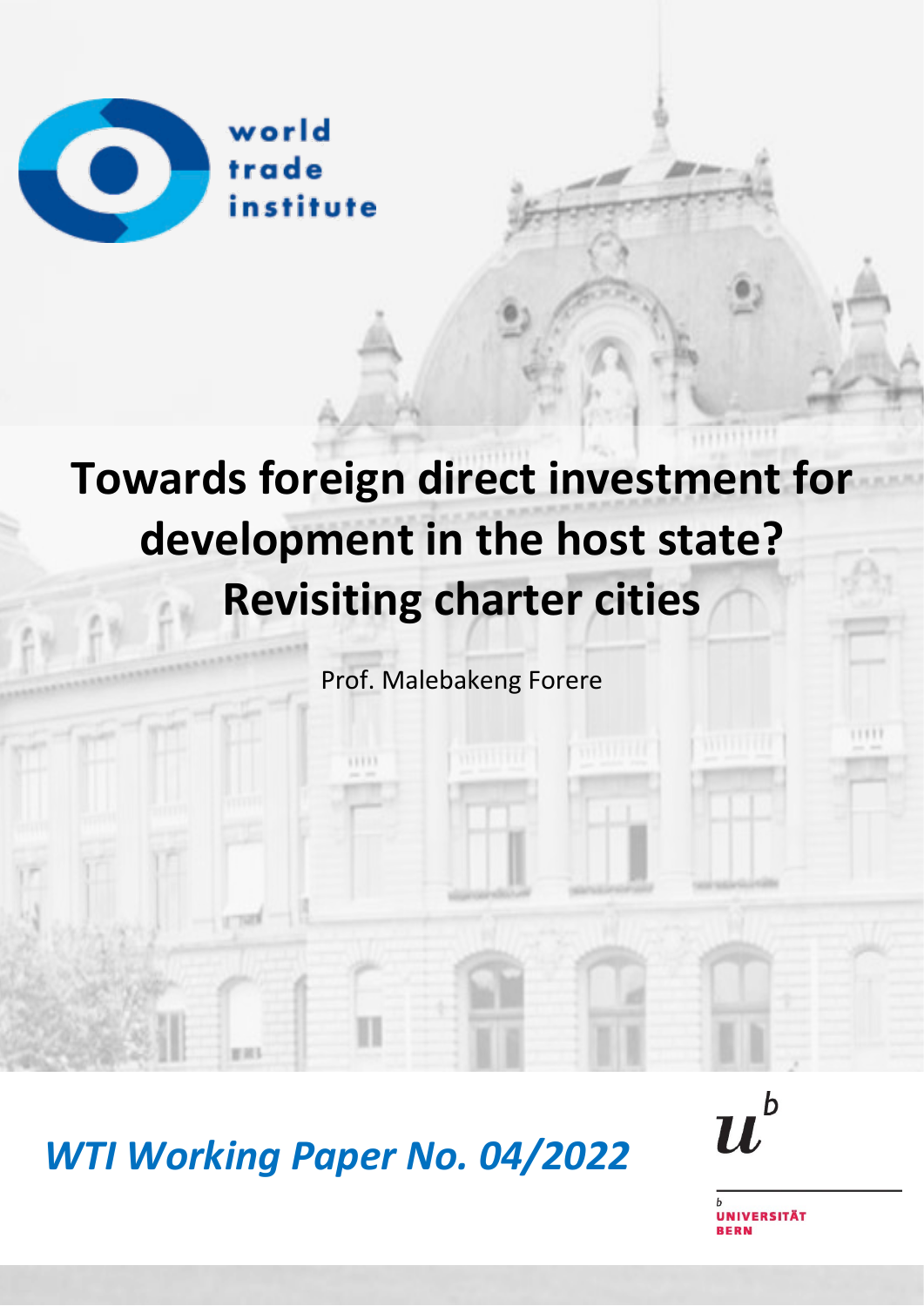world trade institute

# Towards foreign direct investment for development in the host state? Revisiting charter cities

Prof. Malebakeng Forere

*WTI Working Paper No. 04/2022*

UNIVERSITÄT BERN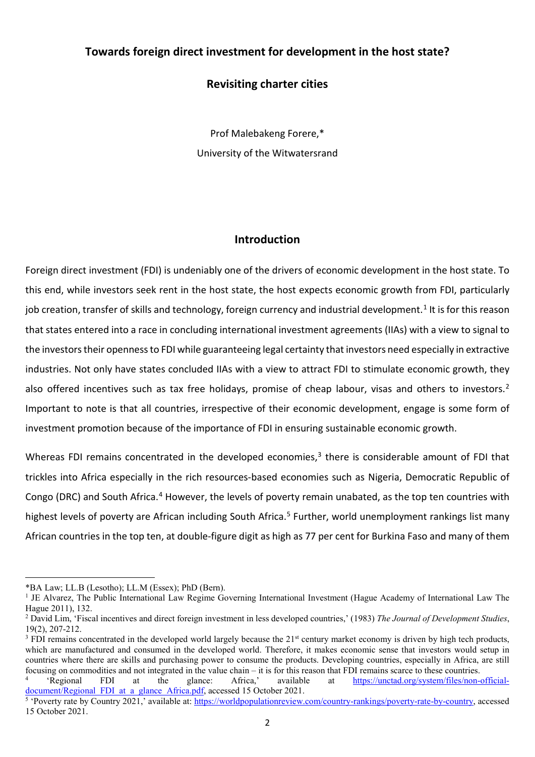# Towards foreign direct investment for development in the host state?

## Revisiting charter cities

Prof Malebakeng Forere,*

University of the Witwatersrand

## Introduction

Foreign direct investment (FDI) is undeniably one of the drivers of economic development in the host state. To this end, while investors seek rent in the host state, the host expects economic growth from FDI, particularly job creation, transfer of skills and technology, foreign currency and industrial development.[1] It is for this reason that states entered into a race in concluding international investment agreements (IIAs) with a view to signal to the investors their openness to FDI while guaranteeing legal certainty that investors need especially in extractive industries. Not only have states concluded IIAs with a view to attract FDI to stimulate economic growth, they also offered incentives such as tax free holidays, promise of cheap labour, visas and others to investors.[2] Important to note is that all countries, irrespective of their economic development, engage is some form of investment promotion because of the importance of FDI in ensuring sustainable economic growth.

Whereas FDI remains concentrated in the developed economies,[3] there is considerable amount of FDI that trickles into Africa especially in the rich resources-based economies such as Nigeria, Democratic Republic of Congo (DRC) and South Africa.[4] However, the levels of poverty remain unabated, as the top ten countries with highest levels of poverty are African including South Africa.[5] Further, world unemployment rankings list many African countries in the top ten, at double-figure digit as high as 77 per cent for Burkina Faso and many of them

---

*BA Law; LL.B (Lesotho); LL.M (Essex); PhD (Bern).

[1] JE Alvarez, The Public International Law Regime Governing International Investment (Hague Academy of International Law The Hague 2011), 132.

[2] David Lim, 'Fiscal incentives and direct foreign investment in less developed countries,' (1983) *The Journal of Development Studies*, 19(2), 207-212.

[3] FDI remains concentrated in the developed world largely because the 21st century market economy is driven by high tech products, which are manufactured and consumed in the developed world. Therefore, it makes economic sense that investors would setup in countries where there are skills and purchasing power to consume the products. Developing countries, especially in Africa, are still focusing on commodities and not integrated in the value chain – it is for this reason that FDI remains scarce to these countries.

[4] 'Regional FDI at the glance: Africa,' available at https://unctad.org/system/files/non-official-document/Regional_FDI_at_a_glance_Africa.pdf, accessed 15 October 2021.

[5] 'Poverty rate by Country 2021,' available at: https://worldpopulationreview.com/country-rankings/poverty-rate-by-country, accessed 15 October 2021.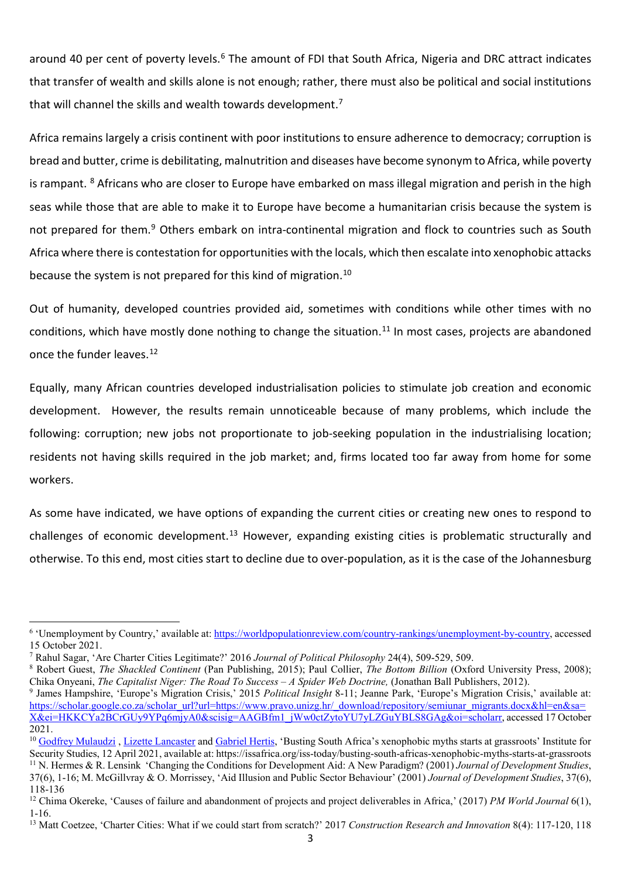around 40 per cent of poverty levels.[6] The amount of FDI that South Africa, Nigeria and DRC attract indicates that transfer of wealth and skills alone is not enough; rather, there must also be political and social institutions that will channel the skills and wealth towards development.[7]

Africa remains largely a crisis continent with poor institutions to ensure adherence to democracy; corruption is bread and butter, crime is debilitating, malnutrition and diseases have become synonym to Africa, while poverty is rampant. [8] Africans who are closer to Europe have embarked on mass illegal migration and perish in the high seas while those that are able to make it to Europe have become a humanitarian crisis because the system is not prepared for them.[9] Others embark on intra-continental migration and flock to countries such as South Africa where there is contestation for opportunities with the locals, which then escalate into xenophobic attacks because the system is not prepared for this kind of migration.[10]

Out of humanity, developed countries provided aid, sometimes with conditions while other times with no conditions, which have mostly done nothing to change the situation.[11] In most cases, projects are abandoned once the funder leaves.[12]

Equally, many African countries developed industrialisation policies to stimulate job creation and economic development. However, the results remain unnoticeable because of many problems, which include the following: corruption; new jobs not proportionate to job-seeking population in the industrialising location; residents not having skills required in the job market; and, firms located too far away from home for some workers.

As some have indicated, we have options of expanding the current cities or creating new ones to respond to challenges of economic development.[13] However, expanding existing cities is problematic structurally and otherwise. To this end, most cities start to decline due to over-population, as it is the case of the Johannesburg

---

[6] 'Unemployment by Country,' available at: https://worldpopulationreview.com/country-rankings/unemployment-by-country, accessed 15 October 2021.

[7] Rahul Sagar, 'Are Charter Cities Legitimate?' 2016 *Journal of Political Philosophy* 24(4), 509-529, 509.

[8] Robert Guest, *The Shackled Continent* (Pan Publishing, 2015); Paul Collier, *The Bottom Billion* (Oxford University Press, 2008); Chika Onyeani, *The Capitalist Niger: The Road To Success – A Spider Web Doctrine,* (Jonathan Ball Publishers, 2012).

[9] James Hampshire, 'Europe's Migration Crisis,' 2015 *Political Insight* 8-11; Jeanne Park, 'Europe's Migration Crisis,' available at: https://scholar.google.co.za/scholar_url?url=https://www.pravo.unizg.hr/_download/repository/semiunar_migrants.docx&hl=en&sa=X&ei=HKKCYa2BCrGUy9YPq6mjyA0&scisig=AAGBfm1_jWw0ctZytoYU7yLZGuYBLS8GAg&oi=scholarr, accessed 17 October 2021.

[10] Godfrey Mulaudzi , Lizette Lancaster and Gabriel Hertis, 'Busting South Africa's xenophobic myths starts at grassroots' Institute for Security Studies, 12 April 2021, available at: https://issafrica.org/iss-today/busting-south-africas-xenophobic-myths-starts-at-grassroots

[11] N. Hermes & R. Lensink 'Changing the Conditions for Development Aid: A New Paradigm? (2001) *Journal of Development Studies*, 37(6), 1-16; M. McGillvray & O. Morrissey, 'Aid Illusion and Public Sector Behaviour' (2001) *Journal of Development Studies*, 37(6), 118-136

[12] Chima Okereke, 'Causes of failure and abandonment of projects and project deliverables in Africa,' (2017) *PM World Journal* 6(1), 1-16.

[13] Matt Coetzee, 'Charter Cities: What if we could start from scratch?' 2017 *Construction Research and Innovation* 8(4): 117-120, 118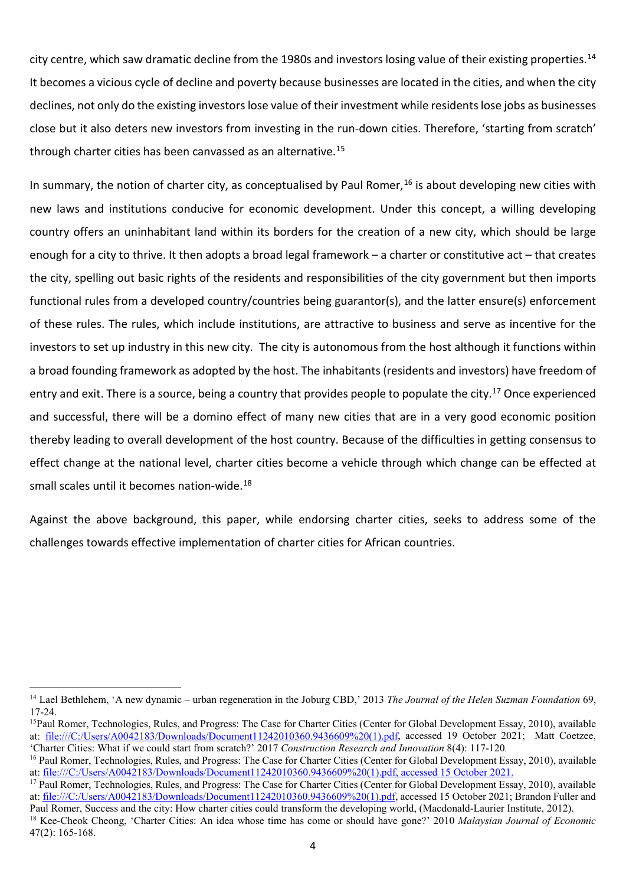city centre, which saw dramatic decline from the 1980s and investors losing value of their existing properties.[14] It becomes a vicious cycle of decline and poverty because businesses are located in the cities, and when the city declines, not only do the existing investors lose value of their investment while residents lose jobs as businesses close but it also deters new investors from investing in the run-down cities. Therefore, 'starting from scratch' through charter cities has been canvassed as an alternative.[15]

In summary, the notion of charter city, as conceptualised by Paul Romer,[16] is about developing new cities with new laws and institutions conducive for economic development. Under this concept, a willing developing country offers an uninhabitant land within its borders for the creation of a new city, which should be large enough for a city to thrive. It then adopts a broad legal framework – a charter or constitutive act – that creates the city, spelling out basic rights of the residents and responsibilities of the city government but then imports functional rules from a developed country/countries being guarantor(s), and the latter ensure(s) enforcement of these rules. The rules, which include institutions, are attractive to business and serve as incentive for the investors to set up industry in this new city. The city is autonomous from the host although it functions within a broad founding framework as adopted by the host. The inhabitants (residents and investors) have freedom of entry and exit. There is a source, being a country that provides people to populate the city.[17] Once experienced and successful, there will be a domino effect of many new cities that are in a very good economic position thereby leading to overall development of the host country. Because of the difficulties in getting consensus to effect change at the national level, charter cities become a vehicle through which change can be effected at small scales until it becomes nation-wide.[18]

Against the above background, this paper, while endorsing charter cities, seeks to address some of the challenges towards effective implementation of charter cities for African countries.

---

[14] Lael Bethlehem, 'A new dynamic – urban regeneration in the Joburg CBD,' 2013 *The Journal of the Helen Suzman Foundation* 69, 17-24.

[15] Paul Romer, Technologies, Rules, and Progress: The Case for Charter Cities (Center for Global Development Essay, 2010), available at: file:///C:/Users/A0042183/Downloads/Document11242010360.9436609%20(1).pdf, accessed 19 October 2021; Matt Coetzee, 'Charter Cities: What if we could start from scratch?' 2017 *Construction Research and Innovation* 8(4): 117-120.

[16] Paul Romer, Technologies, Rules, and Progress: The Case for Charter Cities (Center for Global Development Essay, 2010), available at: file:///C:/Users/A0042183/Downloads/Document11242010360.9436609%20(1).pdf, accessed 15 October 2021.

[17] Paul Romer, Technologies, Rules, and Progress: The Case for Charter Cities (Center for Global Development Essay, 2010), available at: file:///C:/Users/A0042183/Downloads/Document11242010360.9436609%20(1).pdf, accessed 15 October 2021; Brandon Fuller and Paul Romer, Success and the city: How charter cities could transform the developing world, (Macdonald-Laurier Institute, 2012).

[18] Kee-Cheok Cheong, 'Charter Cities: An idea whose time has come or should have gone?' 2010 *Malaysian Journal of Economic* 47(2): 165-168.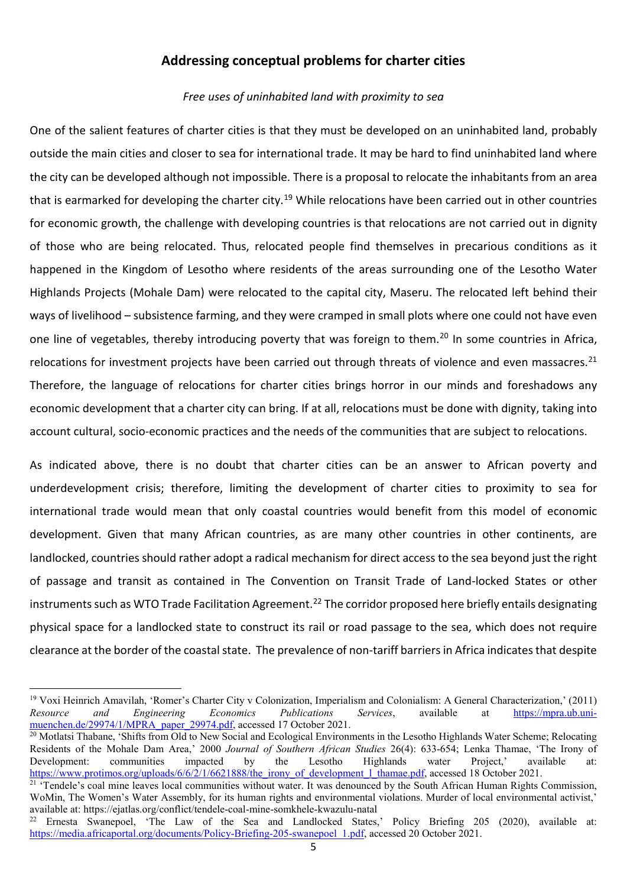## Addressing conceptual problems for charter cities

*Free uses of uninhabited land with proximity to sea*

One of the salient features of charter cities is that they must be developed on an uninhabited land, probably outside the main cities and closer to sea for international trade. It may be hard to find uninhabited land where the city can be developed although not impossible. There is a proposal to relocate the inhabitants from an area that is earmarked for developing the charter city.[19] While relocations have been carried out in other countries for economic growth, the challenge with developing countries is that relocations are not carried out in dignity of those who are being relocated. Thus, relocated people find themselves in precarious conditions as it happened in the Kingdom of Lesotho where residents of the areas surrounding one of the Lesotho Water Highlands Projects (Mohale Dam) were relocated to the capital city, Maseru. The relocated left behind their ways of livelihood – subsistence farming, and they were cramped in small plots where one could not have even one line of vegetables, thereby introducing poverty that was foreign to them.[20] In some countries in Africa, relocations for investment projects have been carried out through threats of violence and even massacres.[21] Therefore, the language of relocations for charter cities brings horror in our minds and foreshadows any economic development that a charter city can bring. If at all, relocations must be done with dignity, taking into account cultural, socio-economic practices and the needs of the communities that are subject to relocations.

As indicated above, there is no doubt that charter cities can be an answer to African poverty and underdevelopment crisis; therefore, limiting the development of charter cities to proximity to sea for international trade would mean that only coastal countries would benefit from this model of economic development. Given that many African countries, as are many other countries in other continents, are landlocked, countries should rather adopt a radical mechanism for direct access to the sea beyond just the right of passage and transit as contained in The Convention on Transit Trade of Land-locked States or other instruments such as WTO Trade Facilitation Agreement.[22] The corridor proposed here briefly entails designating physical space for a landlocked state to construct its rail or road passage to the sea, which does not require clearance at the border of the coastal state. The prevalence of non-tariff barriers in Africa indicates that despite

---

[19] Voxi Heinrich Amavilah, 'Romer's Charter City v Colonization, Imperialism and Colonialism: A General Characterization,' (2011) *Resource and Engineering Economics Publications Services*, available at https://mpra.ub.uni-muenchen.de/29974/1/MPRA_paper_29974.pdf, accessed 17 October 2021.

[20] Motlatsi Thabane, 'Shifts from Old to New Social and Ecological Environments in the Lesotho Highlands Water Scheme; Relocating Residents of the Mohale Dam Area,' 2000 *Journal of Southern African Studies* 26(4): 633-654; Lenka Thamae, 'The Irony of Development: communities impacted by the Lesotho Highlands water Project,' available at: https://www.protimos.org/uploads/6/6/2/1/6621888/the_irony_of_development_l_thamae.pdf, accessed 18 October 2021.

[21] 'Tendele's coal mine leaves local communities without water. It was denounced by the South African Human Rights Commission, WoMin, The Women's Water Assembly, for its human rights and environmental violations. Murder of local environmental activist,' available at: https://ejatlas.org/conflict/tendele-coal-mine-somkhele-kwazulu-natal

[22] Ernesta Swanepoel, 'The Law of the Sea and Landlocked States,' Policy Briefing 205 (2020), available at: https://media.africaportal.org/documents/Policy-Briefing-205-swanepoel_1.pdf, accessed 20 October 2021.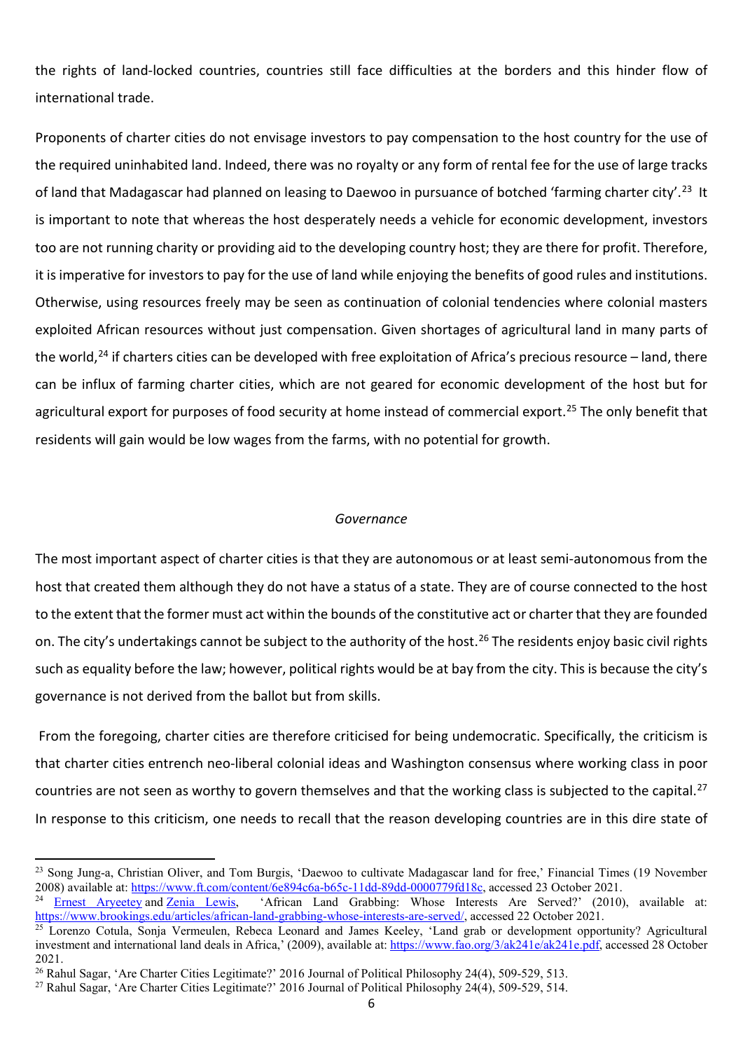the rights of land-locked countries, countries still face difficulties at the borders and this hinder flow of international trade.

Proponents of charter cities do not envisage investors to pay compensation to the host country for the use of the required uninhabited land. Indeed, there was no royalty or any form of rental fee for the use of large tracks of land that Madagascar had planned on leasing to Daewoo in pursuance of botched 'farming charter city'.[23] It is important to note that whereas the host desperately needs a vehicle for economic development, investors too are not running charity or providing aid to the developing country host; they are there for profit. Therefore, it is imperative for investors to pay for the use of land while enjoying the benefits of good rules and institutions. Otherwise, using resources freely may be seen as continuation of colonial tendencies where colonial masters exploited African resources without just compensation. Given shortages of agricultural land in many parts of the world,[24] if charters cities can be developed with free exploitation of Africa's precious resource – land, there can be influx of farming charter cities, which are not geared for economic development of the host but for agricultural export for purposes of food security at home instead of commercial export.[25] The only benefit that residents will gain would be low wages from the farms, with no potential for growth.

*Governance*

The most important aspect of charter cities is that they are autonomous or at least semi-autonomous from the host that created them although they do not have a status of a state. They are of course connected to the host to the extent that the former must act within the bounds of the constitutive act or charter that they are founded on. The city's undertakings cannot be subject to the authority of the host.[26] The residents enjoy basic civil rights such as equality before the law; however, political rights would be at bay from the city. This is because the city's governance is not derived from the ballot but from skills.

From the foregoing, charter cities are therefore criticised for being undemocratic. Specifically, the criticism is that charter cities entrench neo-liberal colonial ideas and Washington consensus where working class in poor countries are not seen as worthy to govern themselves and that the working class is subjected to the capital.[27] In response to this criticism, one needs to recall that the reason developing countries are in this dire state of

---

[23] Song Jung-a, Christian Oliver, and Tom Burgis, 'Daewoo to cultivate Madagascar land for free,' Financial Times (19 November 2008) available at: https://www.ft.com/content/6e894c6a-b65c-11dd-89dd-0000779fd18c, accessed 23 October 2021.

[24] Ernest Aryeetey and Zenia Lewis, 'African Land Grabbing: Whose Interests Are Served?' (2010), available at: https://www.brookings.edu/articles/african-land-grabbing-whose-interests-are-served/, accessed 22 October 2021.

[25] Lorenzo Cotula, Sonja Vermeulen, Rebeca Leonard and James Keeley, 'Land grab or development opportunity? Agricultural investment and international land deals in Africa,' (2009), available at: https://www.fao.org/3/ak241e/ak241e.pdf, accessed 28 October 2021.

[26] Rahul Sagar, 'Are Charter Cities Legitimate?' 2016 Journal of Political Philosophy 24(4), 509-529, 513.

[27] Rahul Sagar, 'Are Charter Cities Legitimate?' 2016 Journal of Political Philosophy 24(4), 509-529, 514.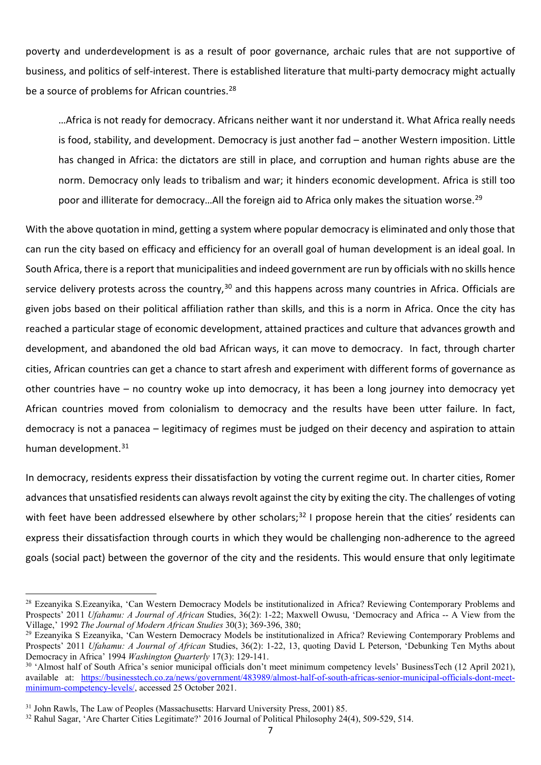poverty and underdevelopment is as a result of poor governance, archaic rules that are not supportive of business, and politics of self-interest. There is established literature that multi-party democracy might actually be a source of problems for African countries.[28]

> …Africa is not ready for democracy. Africans neither want it nor understand it. What Africa really needs is food, stability, and development. Democracy is just another fad – another Western imposition. Little has changed in Africa: the dictators are still in place, and corruption and human rights abuse are the norm. Democracy only leads to tribalism and war; it hinders economic development. Africa is still too poor and illiterate for democracy…All the foreign aid to Africa only makes the situation worse.[29]

With the above quotation in mind, getting a system where popular democracy is eliminated and only those that can run the city based on efficacy and efficiency for an overall goal of human development is an ideal goal. In South Africa, there is a report that municipalities and indeed government are run by officials with no skills hence service delivery protests across the country,[30] and this happens across many countries in Africa. Officials are given jobs based on their political affiliation rather than skills, and this is a norm in Africa. Once the city has reached a particular stage of economic development, attained practices and culture that advances growth and development, and abandoned the old bad African ways, it can move to democracy. In fact, through charter cities, African countries can get a chance to start afresh and experiment with different forms of governance as other countries have – no country woke up into democracy, it has been a long journey into democracy yet African countries moved from colonialism to democracy and the results have been utter failure. In fact, democracy is not a panacea – legitimacy of regimes must be judged on their decency and aspiration to attain human development.[31]

In democracy, residents express their dissatisfaction by voting the current regime out. In charter cities, Romer advances that unsatisfied residents can always revolt against the city by exiting the city. The challenges of voting with feet have been addressed elsewhere by other scholars;[32] I propose herein that the cities' residents can express their dissatisfaction through courts in which they would be challenging non-adherence to the agreed goals (social pact) between the governor of the city and the residents. This would ensure that only legitimate

---

[28] Ezeanyika S.Ezeanyika, 'Can Western Democracy Models be institutionalized in Africa? Reviewing Contemporary Problems and Prospects' 2011 *Ufahamu: A Journal of African* Studies, 36(2): 1-22; Maxwell Owusu, 'Democracy and Africa -- A View from the Village,' 1992 *The Journal of Modern African Studies* 30(3); 369-396, 380;

[29] Ezeanyika S Ezeanyika, 'Can Western Democracy Models be institutionalized in Africa? Reviewing Contemporary Problems and Prospects' 2011 *Ufahamu: A Journal of African* Studies, 36(2): 1-22, 13, quoting David L Peterson, 'Debunking Ten Myths about Democracy in Africa' 1994 *Washington Quarterly* 17(3): 129-141.

[30] 'Almost half of South Africa's senior municipal officials don't meet minimum competency levels' BusinessTech (12 April 2021), available at: https://businesstech.co.za/news/government/483989/almost-half-of-south-africas-senior-municipal-officials-dont-meet-minimum-competency-levels/, accessed 25 October 2021.

[31] John Rawls, The Law of Peoples (Massachusetts: Harvard University Press, 2001) 85.

[32] Rahul Sagar, 'Are Charter Cities Legitimate?' 2016 Journal of Political Philosophy 24(4), 509-529, 514.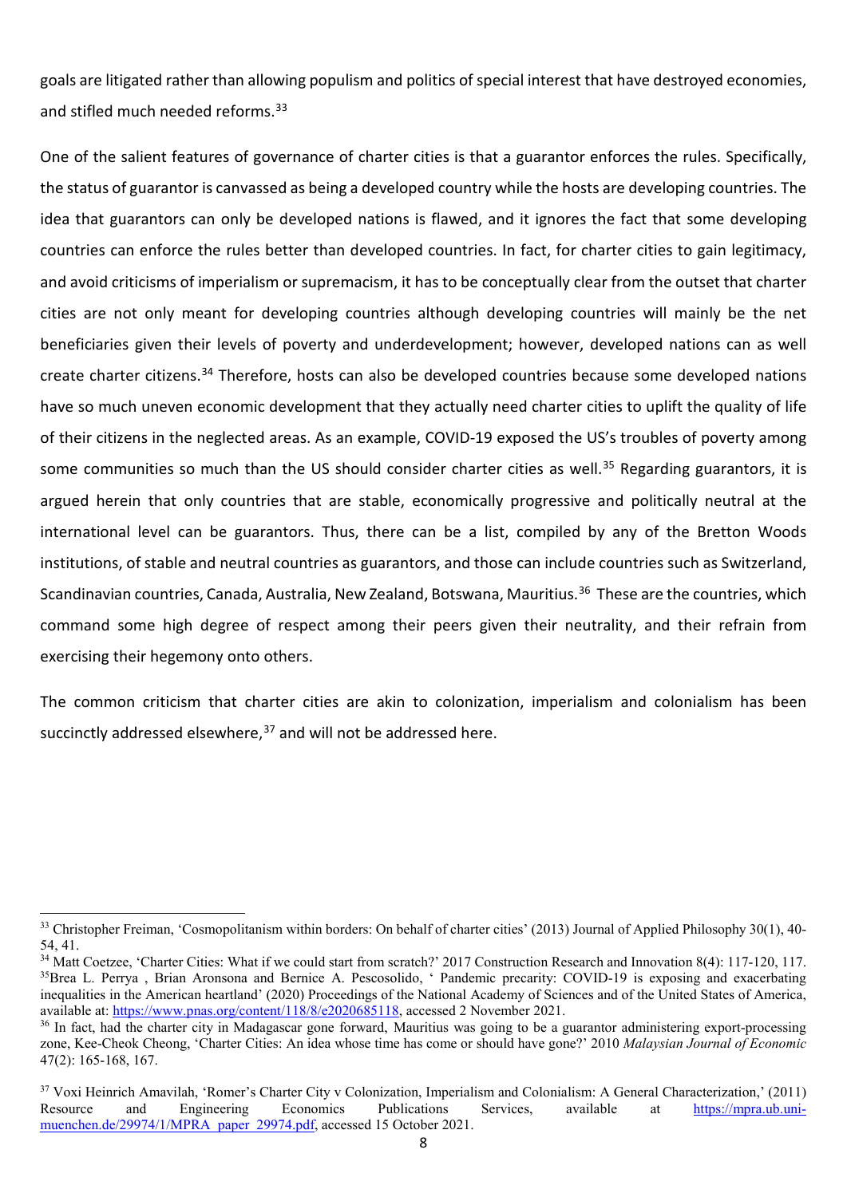goals are litigated rather than allowing populism and politics of special interest that have destroyed economies, and stifled much needed reforms.[33]

One of the salient features of governance of charter cities is that a guarantor enforces the rules. Specifically, the status of guarantor is canvassed as being a developed country while the hosts are developing countries. The idea that guarantors can only be developed nations is flawed, and it ignores the fact that some developing countries can enforce the rules better than developed countries. In fact, for charter cities to gain legitimacy, and avoid criticisms of imperialism or supremacism, it has to be conceptually clear from the outset that charter cities are not only meant for developing countries although developing countries will mainly be the net beneficiaries given their levels of poverty and underdevelopment; however, developed nations can as well create charter citizens.[34] Therefore, hosts can also be developed countries because some developed nations have so much uneven economic development that they actually need charter cities to uplift the quality of life of their citizens in the neglected areas. As an example, COVID-19 exposed the US's troubles of poverty among some communities so much than the US should consider charter cities as well.[35] Regarding guarantors, it is argued herein that only countries that are stable, economically progressive and politically neutral at the international level can be guarantors. Thus, there can be a list, compiled by any of the Bretton Woods institutions, of stable and neutral countries as guarantors, and those can include countries such as Switzerland, Scandinavian countries, Canada, Australia, New Zealand, Botswana, Mauritius.[36] These are the countries, which command some high degree of respect among their peers given their neutrality, and their refrain from exercising their hegemony onto others.

The common criticism that charter cities are akin to colonization, imperialism and colonialism has been succinctly addressed elsewhere,[37] and will not be addressed here.

---

[33] Christopher Freiman, 'Cosmopolitanism within borders: On behalf of charter cities' (2013) Journal of Applied Philosophy 30(1), 40-54, 41.

[34] Matt Coetzee, 'Charter Cities: What if we could start from scratch?' 2017 Construction Research and Innovation 8(4): 117-120, 117.

[35] Brea L. Perrya , Brian Aronsona and Bernice A. Pescosolido, ' Pandemic precarity: COVID-19 is exposing and exacerbating inequalities in the American heartland' (2020) Proceedings of the National Academy of Sciences and of the United States of America, available at: https://www.pnas.org/content/118/8/e2020685118, accessed 2 November 2021.

[36] In fact, had the charter city in Madagascar gone forward, Mauritius was going to be a guarantor administering export-processing zone, Kee-Cheok Cheong, 'Charter Cities: An idea whose time has come or should have gone?' 2010 *Malaysian Journal of Economic* 47(2): 165-168, 167.

[37] Voxi Heinrich Amavilah, 'Romer's Charter City v Colonization, Imperialism and Colonialism: A General Characterization,' (2011) Resource and Engineering Economics Publications Services, available at https://mpra.ub.uni-muenchen.de/29974/1/MPRA_paper_29974.pdf, accessed 15 October 2021.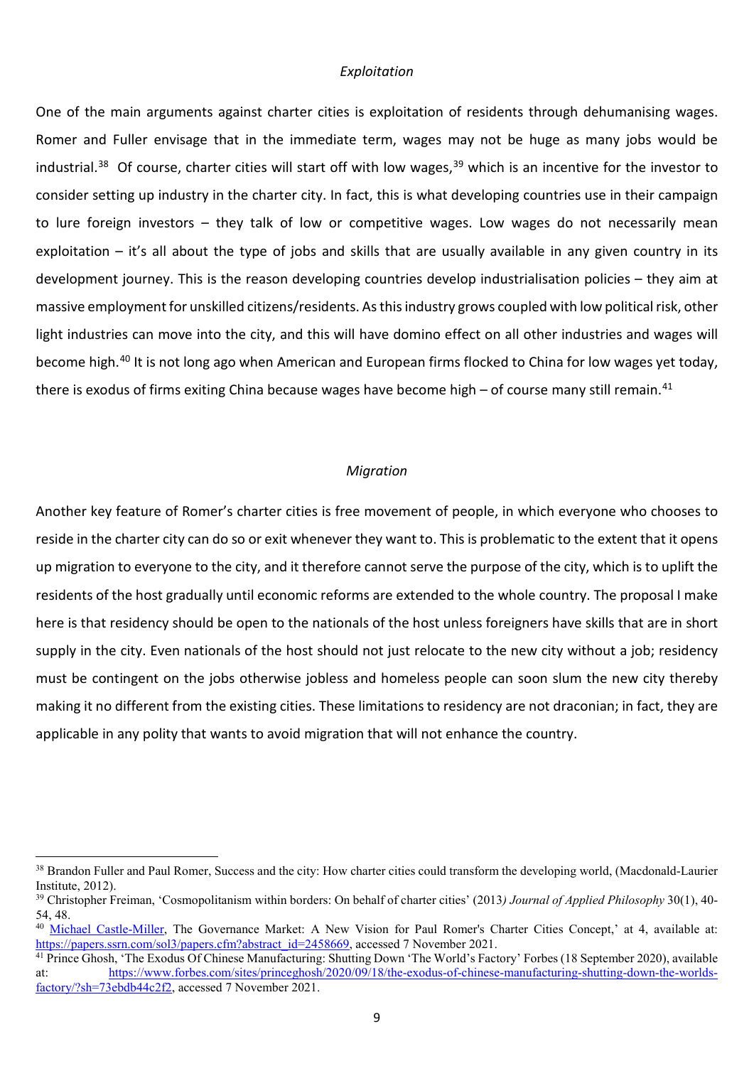### *Exploitation*

One of the main arguments against charter cities is exploitation of residents through dehumanising wages. Romer and Fuller envisage that in the immediate term, wages may not be huge as many jobs would be industrial.[38] Of course, charter cities will start off with low wages,[39] which is an incentive for the investor to consider setting up industry in the charter city. In fact, this is what developing countries use in their campaign to lure foreign investors – they talk of low or competitive wages. Low wages do not necessarily mean exploitation – it's all about the type of jobs and skills that are usually available in any given country in its development journey. This is the reason developing countries develop industrialisation policies – they aim at massive employment for unskilled citizens/residents. As this industry grows coupled with low political risk, other light industries can move into the city, and this will have domino effect on all other industries and wages will become high.[40] It is not long ago when American and European firms flocked to China for low wages yet today, there is exodus of firms exiting China because wages have become high – of course many still remain.[41]

### *Migration*

Another key feature of Romer's charter cities is free movement of people, in which everyone who chooses to reside in the charter city can do so or exit whenever they want to. This is problematic to the extent that it opens up migration to everyone to the city, and it therefore cannot serve the purpose of the city, which is to uplift the residents of the host gradually until economic reforms are extended to the whole country. The proposal I make here is that residency should be open to the nationals of the host unless foreigners have skills that are in short supply in the city. Even nationals of the host should not just relocate to the new city without a job; residency must be contingent on the jobs otherwise jobless and homeless people can soon slum the new city thereby making it no different from the existing cities. These limitations to residency are not draconian; in fact, they are applicable in any polity that wants to avoid migration that will not enhance the country.

---

[38] Brandon Fuller and Paul Romer, Success and the city: How charter cities could transform the developing world, (Macdonald-Laurier Institute, 2012).

[39] Christopher Freiman, 'Cosmopolitanism within borders: On behalf of charter cities' (2013*) Journal of Applied Philosophy* 30(1), 40-54, 48.

[40] Michael Castle-Miller, The Governance Market: A New Vision for Paul Romer's Charter Cities Concept,' at 4, available at: https://papers.ssrn.com/sol3/papers.cfm?abstract_id=2458669, accessed 7 November 2021.

[41] Prince Ghosh, 'The Exodus Of Chinese Manufacturing: Shutting Down 'The World's Factory' Forbes (18 September 2020), available at: https://www.forbes.com/sites/princeghosh/2020/09/18/the-exodus-of-chinese-manufacturing-shutting-down-the-worlds-factory/?sh=73ebdb44c2f2, accessed 7 November 2021.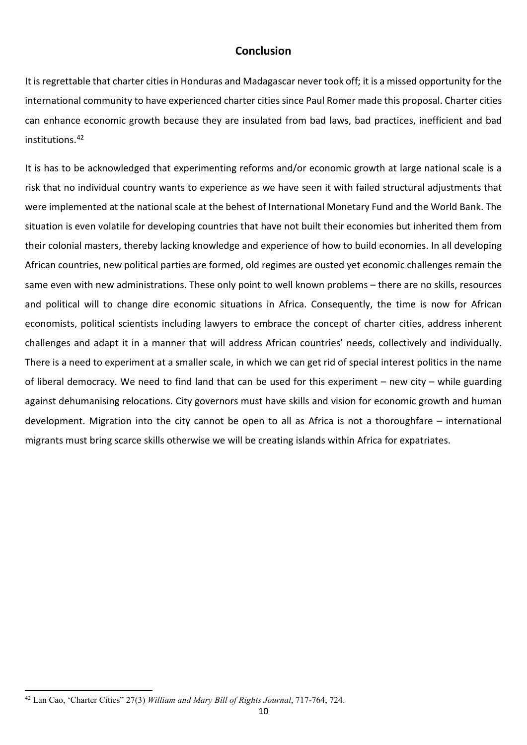## Conclusion

It is regrettable that charter cities in Honduras and Madagascar never took off; it is a missed opportunity for the international community to have experienced charter cities since Paul Romer made this proposal. Charter cities can enhance economic growth because they are insulated from bad laws, bad practices, inefficient and bad institutions.[42]

It is has to be acknowledged that experimenting reforms and/or economic growth at large national scale is a risk that no individual country wants to experience as we have seen it with failed structural adjustments that were implemented at the national scale at the behest of International Monetary Fund and the World Bank. The situation is even volatile for developing countries that have not built their economies but inherited them from their colonial masters, thereby lacking knowledge and experience of how to build economies. In all developing African countries, new political parties are formed, old regimes are ousted yet economic challenges remain the same even with new administrations. These only point to well known problems – there are no skills, resources and political will to change dire economic situations in Africa. Consequently, the time is now for African economists, political scientists including lawyers to embrace the concept of charter cities, address inherent challenges and adapt it in a manner that will address African countries' needs, collectively and individually. There is a need to experiment at a smaller scale, in which we can get rid of special interest politics in the name of liberal democracy. We need to find land that can be used for this experiment – new city – while guarding against dehumanising relocations. City governors must have skills and vision for economic growth and human development. Migration into the city cannot be open to all as Africa is not a thoroughfare – international migrants must bring scarce skills otherwise we will be creating islands within Africa for expatriates.

[42] Lan Cao, 'Charter Cities" 27(3) *William and Mary Bill of Rights Journal*, 717-764, 724.